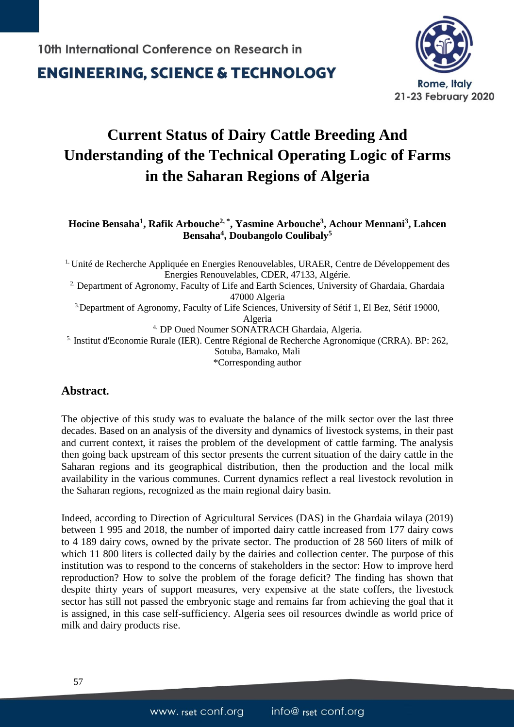# Current Status of Dairy Cattle Breeding And Understanding of the Technical Operating Logic of Farms in the Saharan Regions of Algeria

**Hocine Bensaha[1], Rafik Arbouche[2,*], Yasmine Arbouche[3], Achour Mennani[3], Lahcen Bensaha[4], Doubangolo Coulibaly[5]**

[1] Unité de Recherche Appliquée en Energies Renouvelables, URAER, Centre de Développement des Energies Renouvelables, CDER, 47133, Algérie.
[2] Department of Agronomy, Faculty of Life and Earth Sciences, University of Ghardaia, Ghardaia 47000 Algeria
[3] Department of Agronomy, Faculty of Life Sciences, University of Sétif 1, El Bez, Sétif 19000, Algeria
[4] DP Oued Noumer SONATRACH Ghardaia, Algeria.
[5] Institut d'Economie Rurale (IER). Centre Régional de Recherche Agronomique (CRRA). BP: 262, Sotuba, Bamako, Mali
*Corresponding author

## Abstract.

The objective of this study was to evaluate the balance of the milk sector over the last three decades. Based on an analysis of the diversity and dynamics of livestock systems, in their past and current context, it raises the problem of the development of cattle farming. The analysis then going back upstream of this sector presents the current situation of the dairy cattle in the Saharan regions and its geographical distribution, then the production and the local milk availability in the various communes. Current dynamics reflect a real livestock revolution in the Saharan regions, recognized as the main regional dairy basin.

Indeed, according to Direction of Agricultural Services (DAS) in the Ghardaia wilaya (2019) between 1 995 and 2018, the number of imported dairy cattle increased from 177 dairy cows to 4 189 dairy cows, owned by the private sector. The production of 28 560 liters of milk of which 11 800 liters is collected daily by the dairies and collection center. The purpose of this institution was to respond to the concerns of stakeholders in the sector: How to improve herd reproduction? How to solve the problem of the forage deficit? The finding has shown that despite thirty years of support measures, very expensive at the state coffers, the livestock sector has still not passed the embryonic stage and remains far from achieving the goal that it is assigned, in this case self-sufficiency. Algeria sees oil resources dwindle as world price of milk and dairy products rise.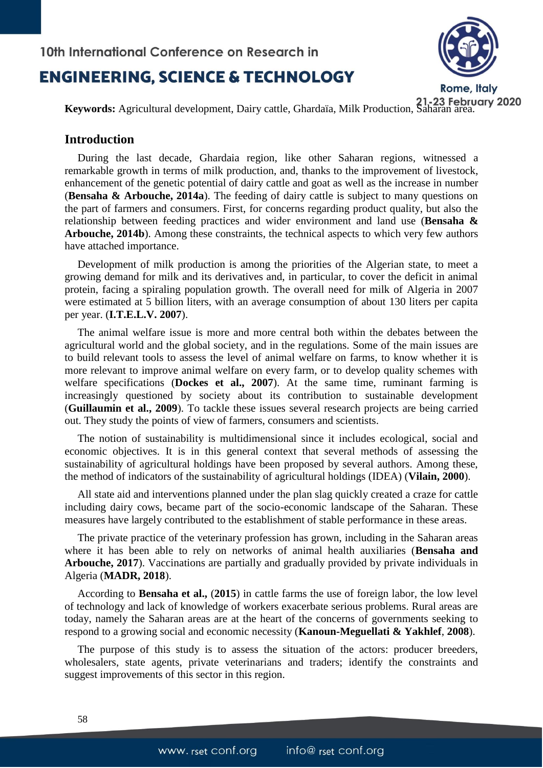**Keywords:** Agricultural development, Dairy cattle, Ghardaïa, Milk Production, Saharan area.

## Introduction

During the last decade, Ghardaia region, like other Saharan regions, witnessed a remarkable growth in terms of milk production, and, thanks to the improvement of livestock, enhancement of the genetic potential of dairy cattle and goat as well as the increase in number (**Bensaha & Arbouche, 2014a**). The feeding of dairy cattle is subject to many questions on the part of farmers and consumers. First, for concerns regarding product quality, but also the relationship between feeding practices and wider environment and land use (**Bensaha & Arbouche, 2014b**). Among these constraints, the technical aspects to which very few authors have attached importance.

Development of milk production is among the priorities of the Algerian state, to meet a growing demand for milk and its derivatives and, in particular, to cover the deficit in animal protein, facing a spiraling population growth. The overall need for milk of Algeria in 2007 were estimated at 5 billion liters, with an average consumption of about 130 liters per capita per year. (**I.T.E.L.V. 2007**).

The animal welfare issue is more and more central both within the debates between the agricultural world and the global society, and in the regulations. Some of the main issues are to build relevant tools to assess the level of animal welfare on farms, to know whether it is more relevant to improve animal welfare on every farm, or to develop quality schemes with welfare specifications (**Dockes et al., 2007**). At the same time, ruminant farming is increasingly questioned by society about its contribution to sustainable development (**Guillaumin et al., 2009**). To tackle these issues several research projects are being carried out. They study the points of view of farmers, consumers and scientists.

The notion of sustainability is multidimensional since it includes ecological, social and economic objectives. It is in this general context that several methods of assessing the sustainability of agricultural holdings have been proposed by several authors. Among these, the method of indicators of the sustainability of agricultural holdings (IDEA) (**Vilain, 2000**).

All state aid and interventions planned under the plan slag quickly created a craze for cattle including dairy cows, became part of the socio-economic landscape of the Saharan. These measures have largely contributed to the establishment of stable performance in these areas.

The private practice of the veterinary profession has grown, including in the Saharan areas where it has been able to rely on networks of animal health auxiliaries (**Bensaha and Arbouche, 2017**). Vaccinations are partially and gradually provided by private individuals in Algeria (**MADR, 2018**).

According to **Bensaha et al.,** (**2015**) in cattle farms the use of foreign labor, the low level of technology and lack of knowledge of workers exacerbate serious problems. Rural areas are today, namely the Saharan areas are at the heart of the concerns of governments seeking to respond to a growing social and economic necessity (**Kanoun-Meguellati & Yakhlef**, **2008**).

The purpose of this study is to assess the situation of the actors: producer breeders, wholesalers, state agents, private veterinarians and traders; identify the constraints and suggest improvements of this sector in this region.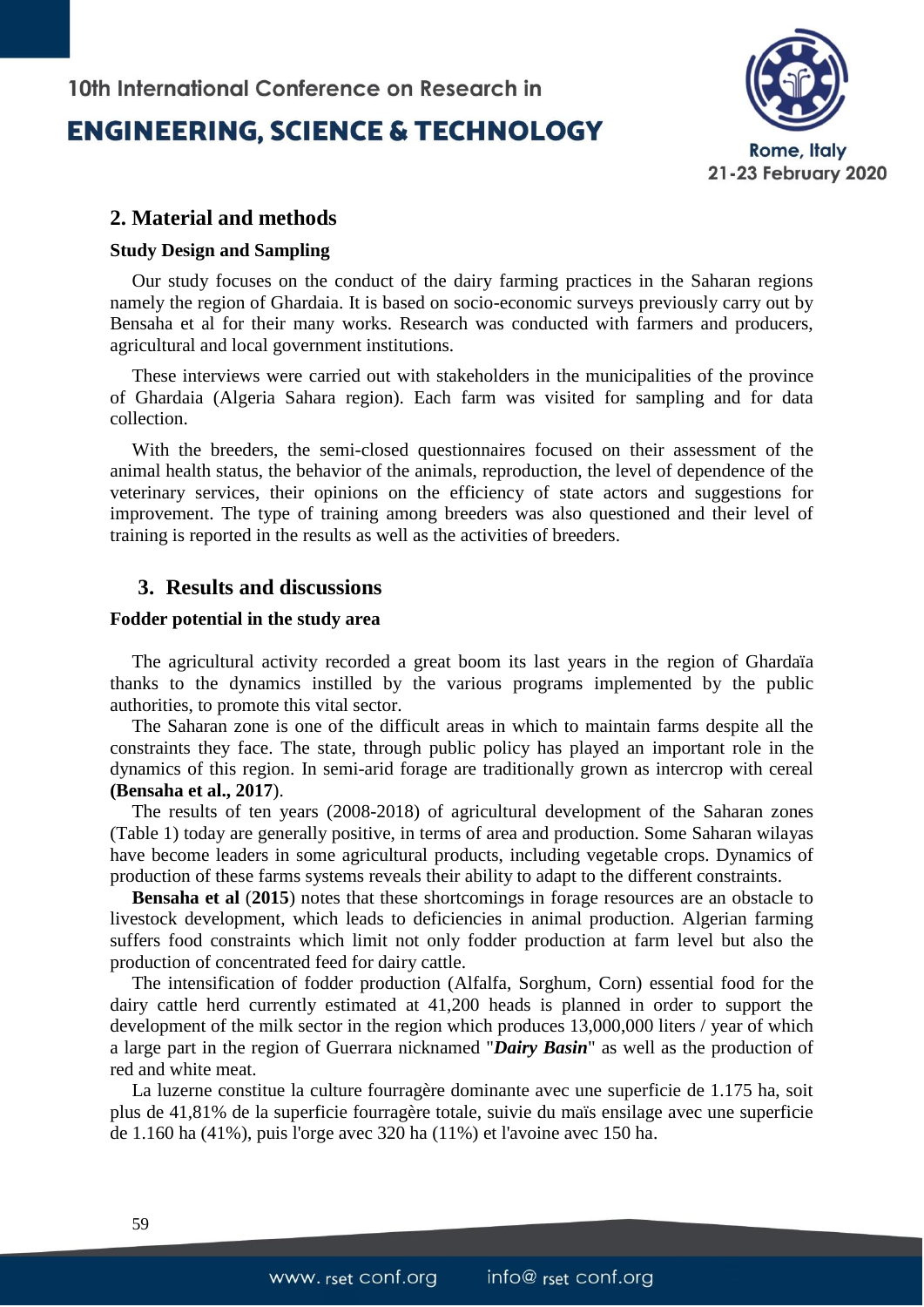## 2. Material and methods

### Study Design and Sampling

Our study focuses on the conduct of the dairy farming practices in the Saharan regions namely the region of Ghardaia. It is based on socio-economic surveys previously carry out by Bensaha et al for their many works. Research was conducted with farmers and producers, agricultural and local government institutions.

These interviews were carried out with stakeholders in the municipalities of the province of Ghardaia (Algeria Sahara region). Each farm was visited for sampling and for data collection.

With the breeders, the semi-closed questionnaires focused on their assessment of the animal health status, the behavior of the animals, reproduction, the level of dependence of the veterinary services, their opinions on the efficiency of state actors and suggestions for improvement. The type of training among breeders was also questioned and their level of training is reported in the results as well as the activities of breeders.

## 3. Results and discussions

### Fodder potential in the study area

The agricultural activity recorded a great boom its last years in the region of Ghardaïa thanks to the dynamics instilled by the various programs implemented by the public authorities, to promote this vital sector.

The Saharan zone is one of the difficult areas in which to maintain farms despite all the constraints they face. The state, through public policy has played an important role in the dynamics of this region. In semi-arid forage are traditionally grown as intercrop with cereal **(Bensaha et al., 2017)**.

The results of ten years (2008-2018) of agricultural development of the Saharan zones (Table 1) today are generally positive, in terms of area and production. Some Saharan wilayas have become leaders in some agricultural products, including vegetable crops. Dynamics of production of these farms systems reveals their ability to adapt to the different constraints.

**Bensaha et al** (**2015**) notes that these shortcomings in forage resources are an obstacle to livestock development, which leads to deficiencies in animal production. Algerian farming suffers food constraints which limit not only fodder production at farm level but also the production of concentrated feed for dairy cattle.

The intensification of fodder production (Alfalfa, Sorghum, Corn) essential food for the dairy cattle herd currently estimated at 41,200 heads is planned in order to support the development of the milk sector in the region which produces 13,000,000 liters / year of which a large part in the region of Guerrara nicknamed "***Dairy Basin***" as well as the production of red and white meat.

La luzerne constitue la culture fourragère dominante avec une superficie de 1.175 ha, soit plus de 41,81% de la superficie fourragère totale, suivie du maïs ensilage avec une superficie de 1.160 ha (41%), puis l'orge avec 320 ha (11%) et l'avoine avec 150 ha.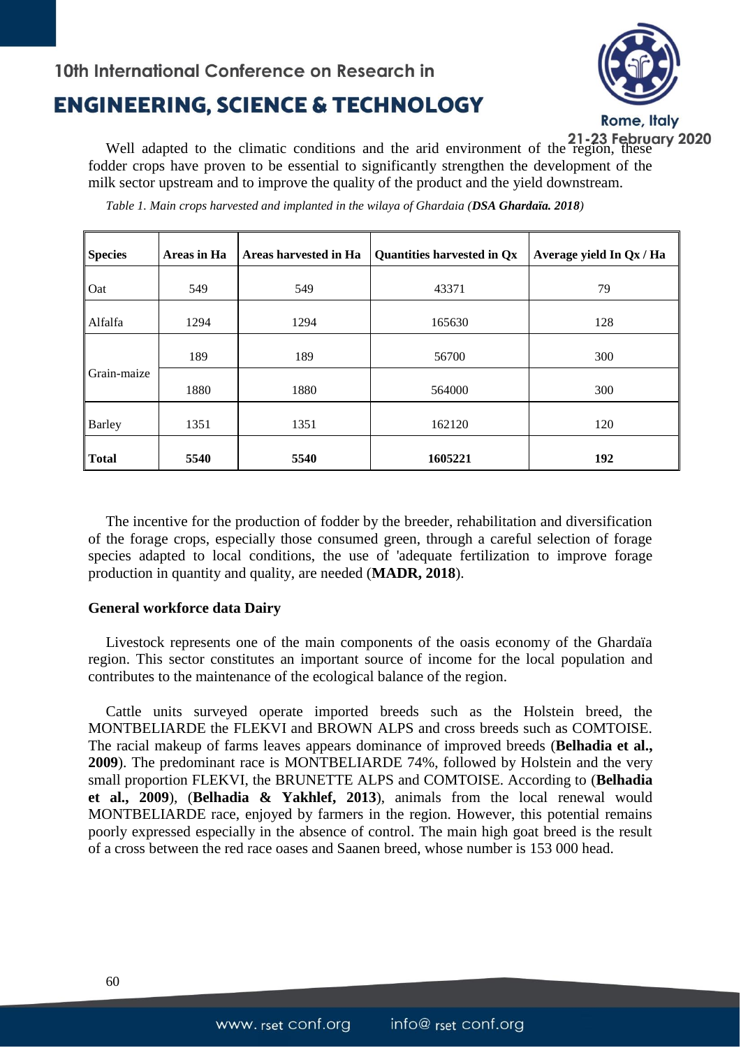Well adapted to the climatic conditions and the arid environment of the region, these fodder crops have proven to be essential to significantly strengthen the development of the milk sector upstream and to improve the quality of the product and the yield downstream.

*Table 1. Main crops harvested and implanted in the wilaya of Ghardaia (**DSA Ghardaïa. 2018**)*

| Species | Areas in Ha | Areas harvested in Ha | Quantities harvested in Qx | Average yield In Qx / Ha |
|---|---|---|---|---|
| Oat | 549 | 549 | 43371 | 79 |
| Alfalfa | 1294 | 1294 | 165630 | 128 |
| Grain-maize | 189 | 189 | 56700 | 300 |
| | 1880 | 1880 | 564000 | 300 |
| Barley | 1351 | 1351 | 162120 | 120 |
| **Total** | **5540** | **5540** | **1605221** | **192** |

The incentive for the production of fodder by the breeder, rehabilitation and diversification of the forage crops, especially those consumed green, through a careful selection of forage species adapted to local conditions, the use of 'adequate fertilization to improve forage production in quantity and quality, are needed (**MADR, 2018**).

**General workforce data Dairy**

Livestock represents one of the main components of the oasis economy of the Ghardaïa region. This sector constitutes an important source of income for the local population and contributes to the maintenance of the ecological balance of the region.

Cattle units surveyed operate imported breeds such as the Holstein breed, the MONTBELIARDE the FLEKVI and BROWN ALPS and cross breeds such as COMTOISE. The racial makeup of farms leaves appears dominance of improved breeds (**Belhadia et al., 2009**). The predominant race is MONTBELIARDE 74%, followed by Holstein and the very small proportion FLEKVI, the BRUNETTE ALPS and COMTOISE. According to (**Belhadia et al., 2009**), (**Belhadia & Yakhlef, 2013**), animals from the local renewal would MONTBELIARDE race, enjoyed by farmers in the region. However, this potential remains poorly expressed especially in the absence of control. The main high goat breed is the result of a cross between the red race oases and Saanen breed, whose number is 153 000 head.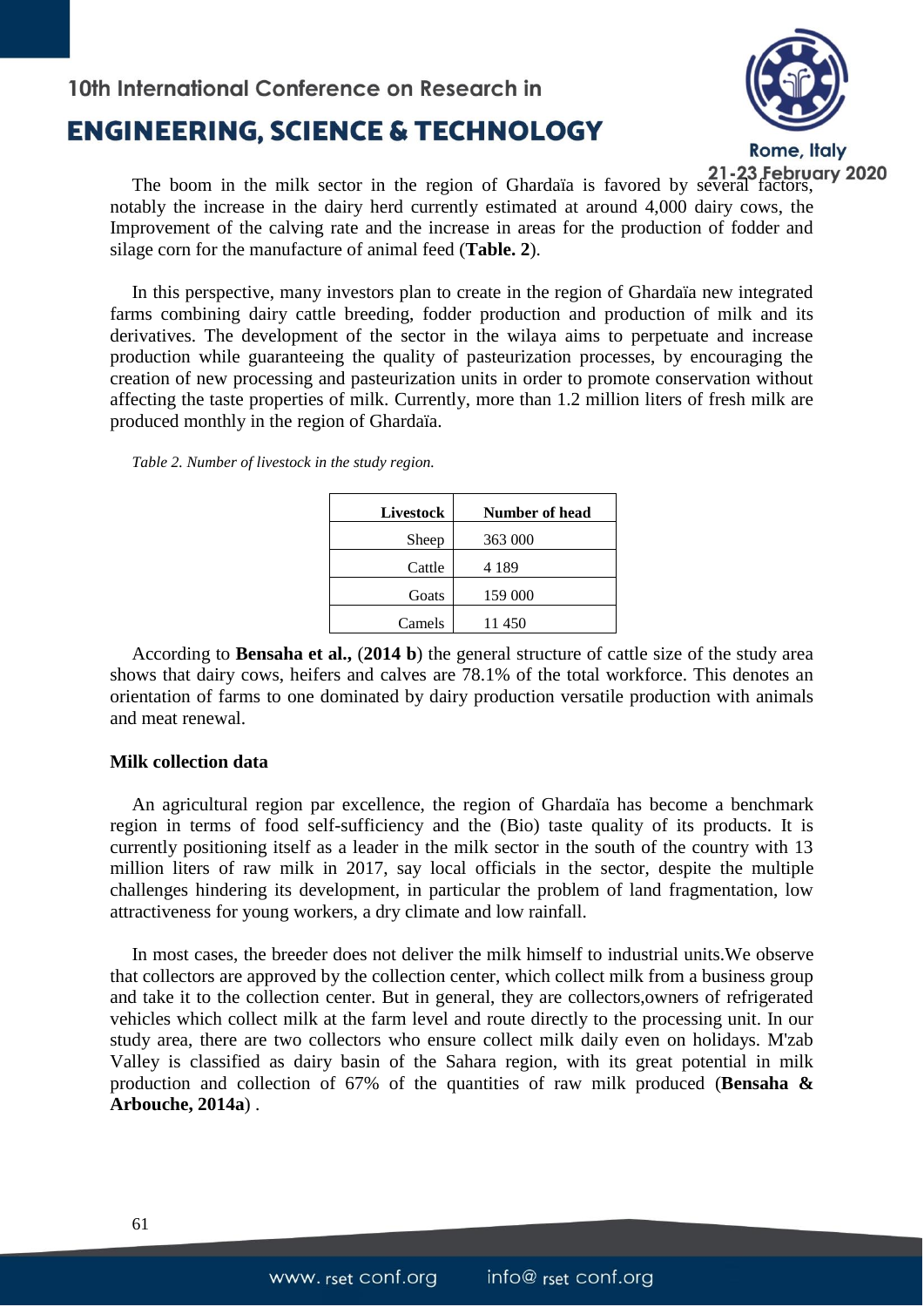The boom in the milk sector in the region of Ghardaïa is favored by several factors, notably the increase in the dairy herd currently estimated at around 4,000 dairy cows, the Improvement of the calving rate and the increase in areas for the production of fodder and silage corn for the manufacture of animal feed (**Table. 2**).

In this perspective, many investors plan to create in the region of Ghardaïa new integrated farms combining dairy cattle breeding, fodder production and production of milk and its derivatives. The development of the sector in the wilaya aims to perpetuate and increase production while guaranteeing the quality of pasteurization processes, by encouraging the creation of new processing and pasteurization units in order to promote conservation without affecting the taste properties of milk. Currently, more than 1.2 million liters of fresh milk are produced monthly in the region of Ghardaïa.

*Table 2. Number of livestock in the study region.*

| Livestock | Number of head |
|---|---|
| Sheep | 363 000 |
| Cattle | 4 189 |
| Goats | 159 000 |
| Camels | 11 450 |

According to **Bensaha et al.,** (**2014 b**) the general structure of cattle size of the study area shows that dairy cows, heifers and calves are 78.1% of the total workforce. This denotes an orientation of farms to one dominated by dairy production versatile production with animals and meat renewal.

**Milk collection data**

An agricultural region par excellence, the region of Ghardaïa has become a benchmark region in terms of food self-sufficiency and the (Bio) taste quality of its products. It is currently positioning itself as a leader in the milk sector in the south of the country with 13 million liters of raw milk in 2017, say local officials in the sector, despite the multiple challenges hindering its development, in particular the problem of land fragmentation, low attractiveness for young workers, a dry climate and low rainfall.

In most cases, the breeder does not deliver the milk himself to industrial units.We observe that collectors are approved by the collection center, which collect milk from a business group and take it to the collection center. But in general, they are collectors,owners of refrigerated vehicles which collect milk at the farm level and route directly to the processing unit. In our study area, there are two collectors who ensure collect milk daily even on holidays. M'zab Valley is classified as dairy basin of the Sahara region, with its great potential in milk production and collection of 67% of the quantities of raw milk produced (**Bensaha & Arbouche, 2014a**) .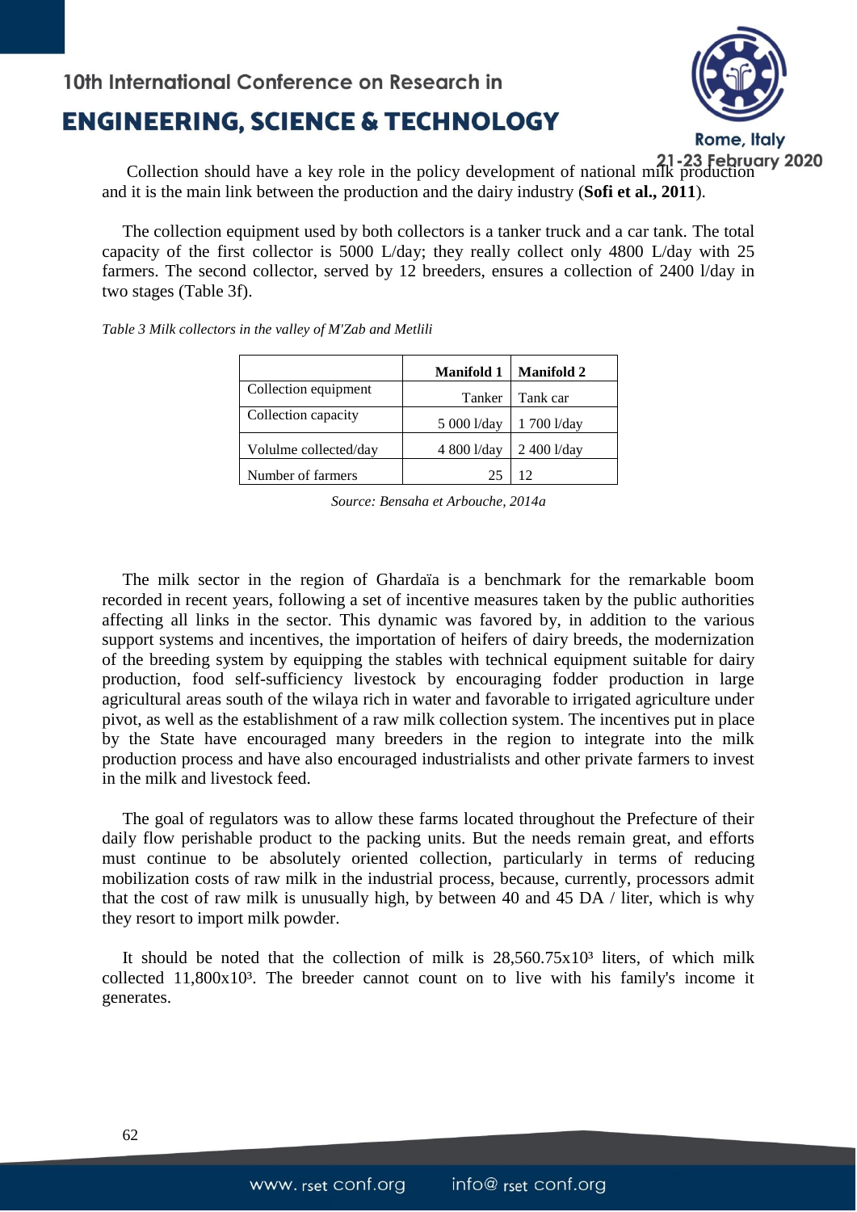Collection should have a key role in the policy development of national milk production and it is the main link between the production and the dairy industry (**Sofi et al., 2011**).

The collection equipment used by both collectors is a tanker truck and a car tank. The total capacity of the first collector is 5000 L/day; they really collect only 4800 L/day with 25 farmers. The second collector, served by 12 breeders, ensures a collection of 2400 l/day in two stages (Table 3f).

*Table 3 Milk collectors in the valley of M'Zab and Metlili*

| | **Manifold 1** | **Manifold 2** |
|---|---|---|
| Collection equipment | Tanker | Tank car |
| Collection capacity | 5 000 l/day | 1 700 l/day |
| Volulme collected/day | 4 800 l/day | 2 400 l/day |
| Number of farmers | 25 | 12 |

*Source: Bensaha et Arbouche, 2014a*

The milk sector in the region of Ghardaïa is a benchmark for the remarkable boom recorded in recent years, following a set of incentive measures taken by the public authorities affecting all links in the sector. This dynamic was favored by, in addition to the various support systems and incentives, the importation of heifers of dairy breeds, the modernization of the breeding system by equipping the stables with technical equipment suitable for dairy production, food self-sufficiency livestock by encouraging fodder production in large agricultural areas south of the wilaya rich in water and favorable to irrigated agriculture under pivot, as well as the establishment of a raw milk collection system. The incentives put in place by the State have encouraged many breeders in the region to integrate into the milk production process and have also encouraged industrialists and other private farmers to invest in the milk and livestock feed.

The goal of regulators was to allow these farms located throughout the Prefecture of their daily flow perishable product to the packing units. But the needs remain great, and efforts must continue to be absolutely oriented collection, particularly in terms of reducing mobilization costs of raw milk in the industrial process, because, currently, processors admit that the cost of raw milk is unusually high, by between 40 and 45 DA / liter, which is why they resort to import milk powder.

It should be noted that the collection of milk is $28{,}560.75 \times 10^3$ liters, of which milk collected $11{,}800 \times 10^3$. The breeder cannot count on to live with his family's income it generates.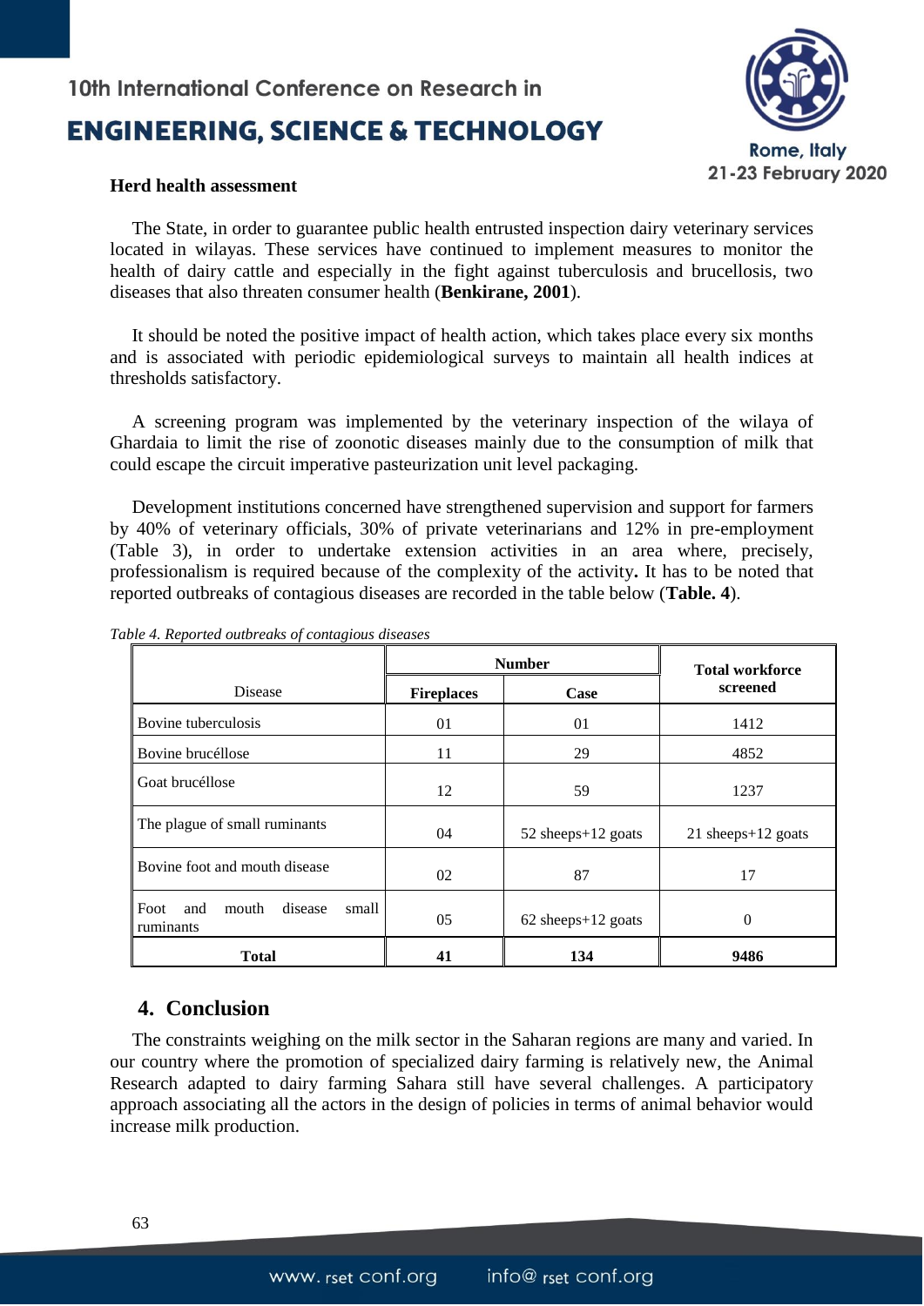**Herd health assessment**

The State, in order to guarantee public health entrusted inspection dairy veterinary services located in wilayas. These services have continued to implement measures to monitor the health of dairy cattle and especially in the fight against tuberculosis and brucellosis, two diseases that also threaten consumer health (**Benkirane, 2001**).

It should be noted the positive impact of health action, which takes place every six months and is associated with periodic epidemiological surveys to maintain all health indices at thresholds satisfactory.

A screening program was implemented by the veterinary inspection of the wilaya of Ghardaia to limit the rise of zoonotic diseases mainly due to the consumption of milk that could escape the circuit imperative pasteurization unit level packaging.

Development institutions concerned have strengthened supervision and support for farmers by 40% of veterinary officials, 30% of private veterinarians and 12% in pre-employment (Table 3), in order to undertake extension activities in an area where, precisely, professionalism is required because of the complexity of the activity**.** It has to be noted that reported outbreaks of contagious diseases are recorded in the table below (**Table. 4**).

*Table 4. Reported outbreaks of contagious diseases*

| Disease | Number | | Total workforce screened |
|---|---|---|---|
| | **Fireplaces** | **Case** | |
| Bovine tuberculosis | 01 | 01 | 1412 |
| Bovine brucéllose | 11 | 29 | 4852 |
| Goat brucéllose | 12 | 59 | 1237 |
| The plague of small ruminants | 04 | 52 sheeps+12 goats | 21 sheeps+12 goats |
| Bovine foot and mouth disease | 02 | 87 | 17 |
| Foot and mouth disease small ruminants | 05 | 62 sheeps+12 goats | 0 |
| **Total** | **41** | **134** | **9486** |

## 4. Conclusion

The constraints weighing on the milk sector in the Saharan regions are many and varied. In our country where the promotion of specialized dairy farming is relatively new, the Animal Research adapted to dairy farming Sahara still have several challenges. A participatory approach associating all the actors in the design of policies in terms of animal behavior would increase milk production.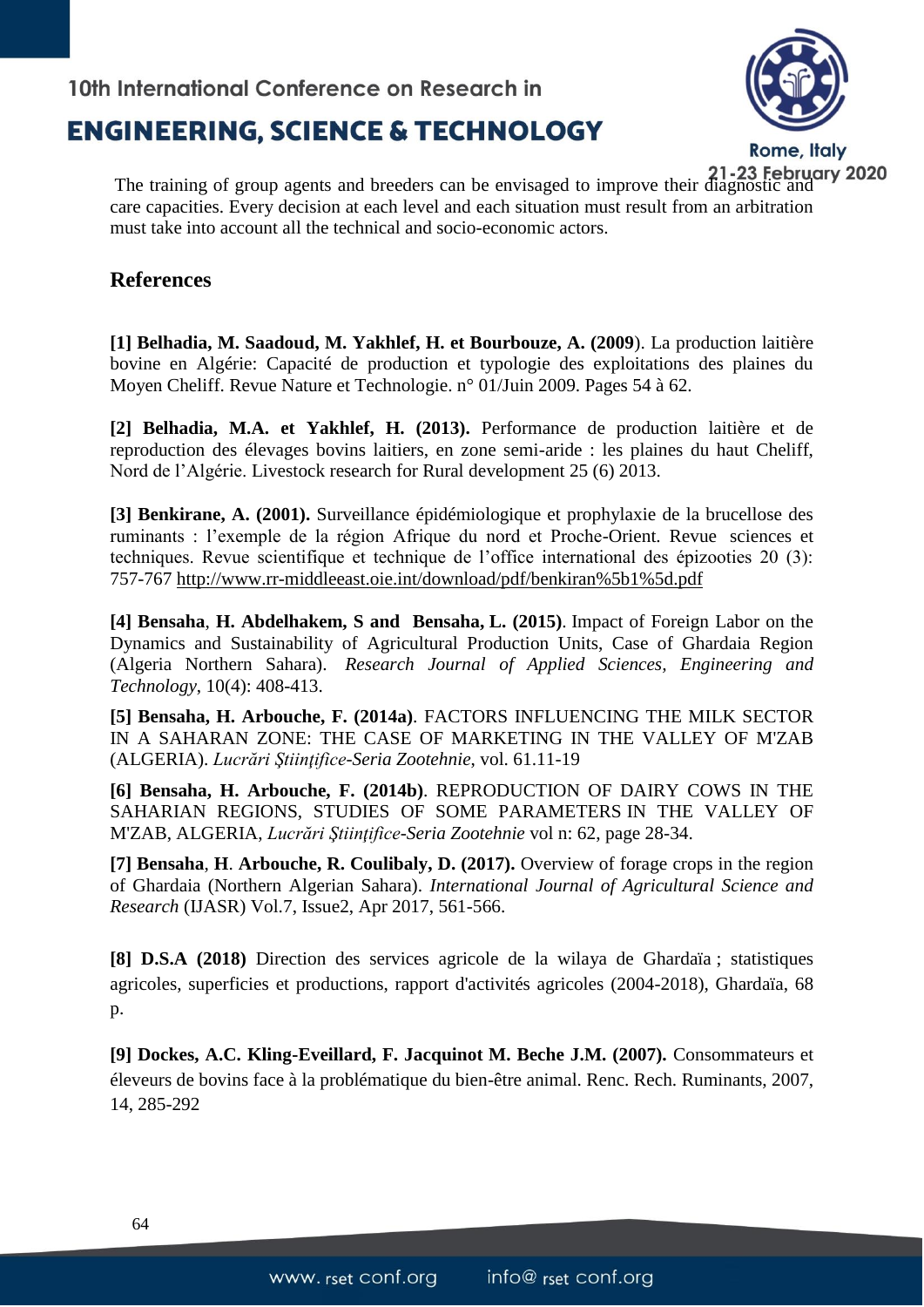The training of group agents and breeders can be envisaged to improve their diagnostic and care capacities. Every decision at each level and each situation must result from an arbitration must take into account all the technical and socio-economic actors.

## References

**[1] Belhadia, M. Saadoud, M. Yakhlef, H. et Bourbouze, A. (2009**). La production laitière bovine en Algérie: Capacité de production et typologie des exploitations des plaines du Moyen Cheliff. Revue Nature et Technologie. n° 01/Juin 2009. Pages 54 à 62.

**[2] Belhadia, M.A. et Yakhlef, H. (2013).** Performance de production laitière et de reproduction des élevages bovins laitiers, en zone semi-aride : les plaines du haut Cheliff, Nord de l'Algérie. Livestock research for Rural development 25 (6) 2013.

**[3] Benkirane, A. (2001).** Surveillance épidémiologique et prophylaxie de la brucellose des ruminants : l'exemple de la région Afrique du nord et Proche-Orient. Revue sciences et techniques. Revue scientifique et technique de l'office international des épizooties 20 (3): 757-767 http://www.rr-middleeast.oie.int/download/pdf/benkiran%5b1%5d.pdf

**[4] Bensaha**, **H. Abdelhakem, S and Bensaha, L. (2015)**. Impact of Foreign Labor on the Dynamics and Sustainability of Agricultural Production Units, Case of Ghardaia Region (Algeria Northern Sahara). *Research Journal of Applied Sciences, Engineering and Technology*, 10(4): 408-413.

**[5] Bensaha, H. Arbouche, F. (2014a)**. FACTORS INFLUENCING THE MILK SECTOR IN A SAHARAN ZONE: THE CASE OF MARKETING IN THE VALLEY OF M'ZAB (ALGERIA). *Lucrări Ştiinţifice-Seria Zootehnie*, vol. 61.11-19

**[6] Bensaha, H. Arbouche, F. (2014b)**. REPRODUCTION OF DAIRY COWS IN THE SAHARIAN REGIONS, STUDIES OF SOME PARAMETERS IN THE VALLEY OF M'ZAB, ALGERIA, *Lucrări Ştiinţifice-Seria Zootehnie* vol n: 62, page 28-34.

**[7] Bensaha**, **H**. **Arbouche, R. Coulibaly, D. (2017).** Overview of forage crops in the region of Ghardaia (Northern Algerian Sahara). *International Journal of Agricultural Science and Research* (IJASR) Vol.7, Issue2, Apr 2017, 561-566.

**[8] D.S.A (2018)** Direction des services agricole de la wilaya de Ghardaïa ; statistiques agricoles, superficies et productions, rapport d'activités agricoles (2004-2018), Ghardaïa, 68 p.

**[9] Dockes, A.C. Kling-Eveillard, F. Jacquinot M. Beche J.M. (2007).** Consommateurs et éleveurs de bovins face à la problématique du bien-être animal. Renc. Rech. Ruminants, 2007, 14, 285-292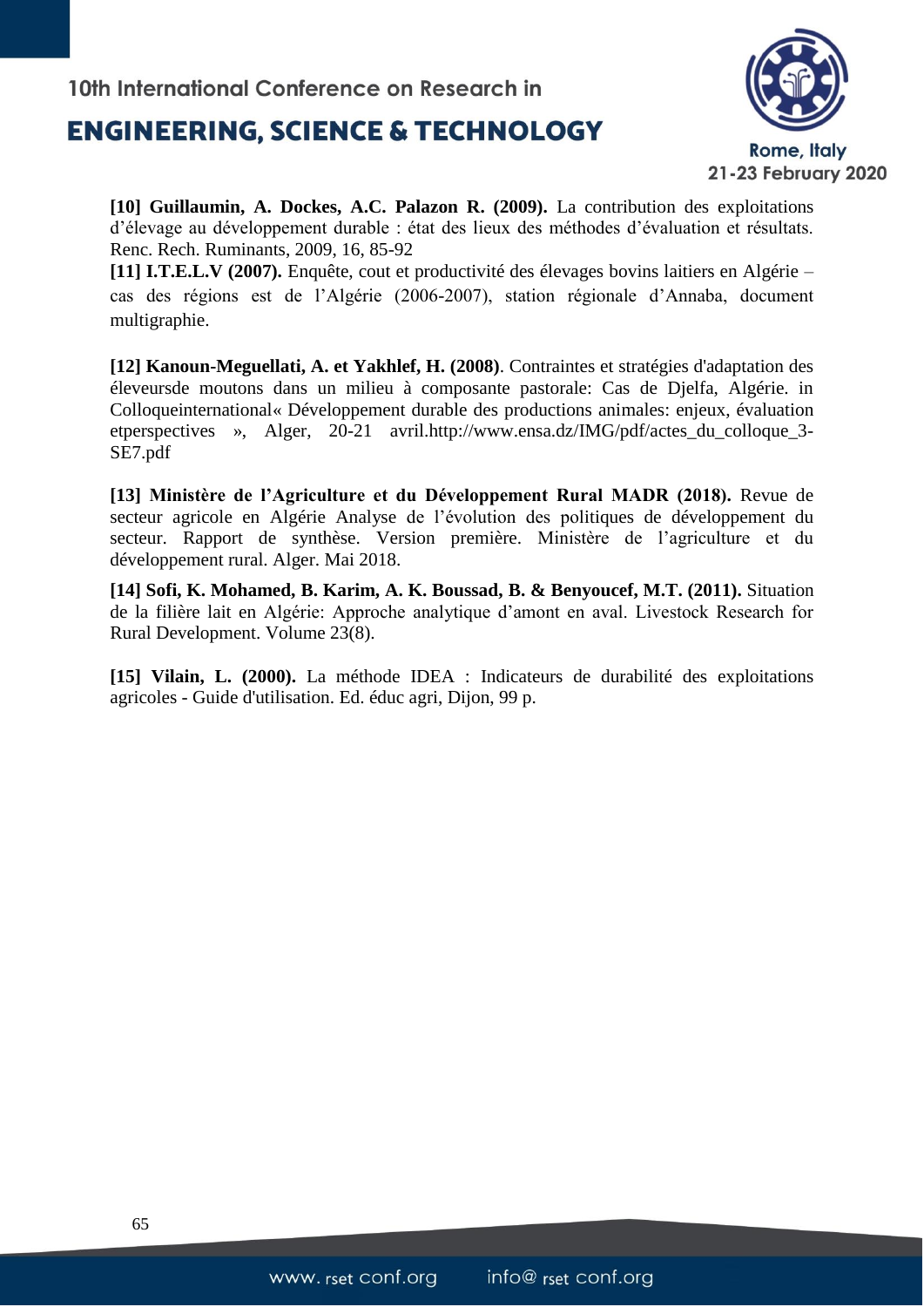**[10] Guillaumin, A. Dockes, A.C. Palazon R. (2009).** La contribution des exploitations d'élevage au développement durable : état des lieux des méthodes d'évaluation et résultats. Renc. Rech. Ruminants, 2009, 16, 85-92

**[11] I.T.E.L.V (2007).** Enquête, cout et productivité des élevages bovins laitiers en Algérie – cas des régions est de l'Algérie (2006-2007), station régionale d'Annaba, document multigraphie.

**[12] Kanoun-Meguellati, A. et Yakhlef, H. (2008)**. Contraintes et stratégies d'adaptation des éleveursde moutons dans un milieu à composante pastorale: Cas de Djelfa, Algérie. in Colloqueinternational« Développement durable des productions animales: enjeux, évaluation etperspectives », Alger, 20-21 avril.http://www.ensa.dz/IMG/pdf/actes_du_colloque_3-SE7.pdf

**[13] Ministère de l'Agriculture et du Développement Rural MADR (2018).** Revue de secteur agricole en Algérie Analyse de l'évolution des politiques de développement du secteur. Rapport de synthèse. Version première. Ministère de l'agriculture et du développement rural. Alger. Mai 2018.

**[14] Sofi, K. Mohamed, B. Karim, A. K. Boussad, B. & Benyoucef, M.T. (2011).** Situation de la filière lait en Algérie: Approche analytique d'amont en aval. Livestock Research for Rural Development. Volume 23(8).

**[15] Vilain, L. (2000).** La méthode IDEA : Indicateurs de durabilité des exploitations agricoles - Guide d'utilisation. Ed. éduc agri, Dijon, 99 p.